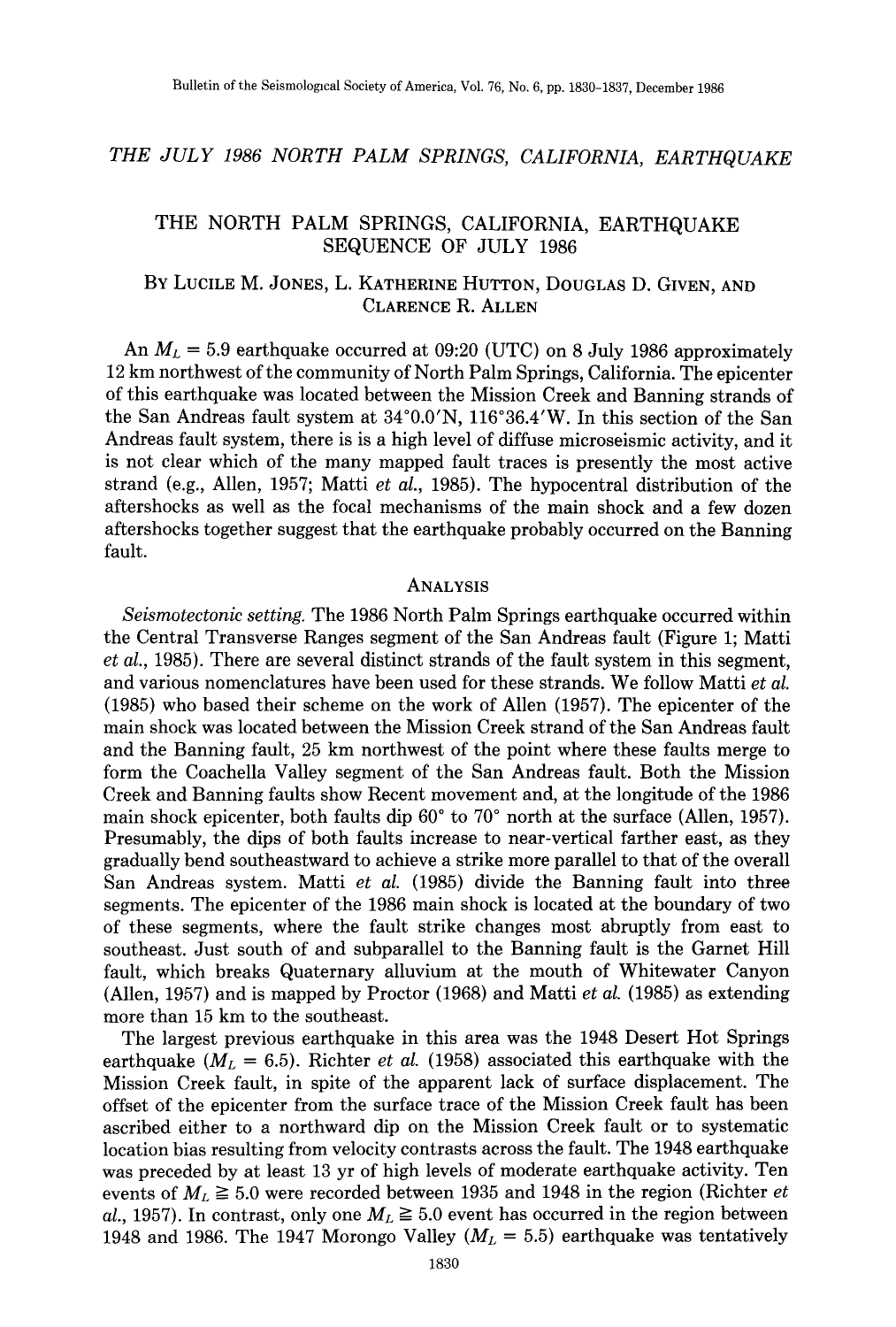# THE JULY 1986 NORTH PALM SPRINGS, CALIFORNIA, EARTHQUAKE

## THE NORTH PALM SPRINGS, CALIFORNIA, EARTHQUAKE SEQUENCE OF JULY 1986

By Lucile M. Jones, L. Katherine Hutton, Douglas D. Given, and Clarence R. Allen

An $M_L = 5.9$ earthquake occurred at 09:20 (UTC) on 8 July 1986 approximately 12 km northwest of the community of North Palm Springs, California. The epicenter of this earthquake was located between the Mission Creek and Banning strands of the San Andreas fault system at 34°0.0′N, 116°36.4′W. In this section of the San Andreas fault system, there is is a high level of diffuse microseismic activity, and it is not clear which of the many mapped fault traces is presently the most active strand (e.g., Allen, 1957; Matti *et al.*, 1985). The hypocentral distribution of the aftershocks as well as the focal mechanisms of the main shock and a few dozen aftershocks together suggest that the earthquake probably occurred on the Banning fault.

### Analysis

*Seismotectonic setting.* The 1986 North Palm Springs earthquake occurred within the Central Transverse Ranges segment of the San Andreas fault (Figure 1; Matti *et al.*, 1985). There are several distinct strands of the fault system in this segment, and various nomenclatures have been used for these strands. We follow Matti *et al.* (1985) who based their scheme on the work of Allen (1957). The epicenter of the main shock was located between the Mission Creek strand of the San Andreas fault and the Banning fault, 25 km northwest of the point where these faults merge to form the Coachella Valley segment of the San Andreas fault. Both the Mission Creek and Banning faults show Recent movement and, at the longitude of the 1986 main shock epicenter, both faults dip 60° to 70° north at the surface (Allen, 1957). Presumably, the dips of both faults increase to near-vertical farther east, as they gradually bend southeastward to achieve a strike more parallel to that of the overall San Andreas system. Matti *et al.* (1985) divide the Banning fault into three segments. The epicenter of the 1986 main shock is located at the boundary of two of these segments, where the fault strike changes most abruptly from east to southeast. Just south of and subparallel to the Banning fault is the Garnet Hill fault, which breaks Quaternary alluvium at the mouth of Whitewater Canyon (Allen, 1957) and is mapped by Proctor (1968) and Matti *et al.* (1985) as extending more than 15 km to the southeast.

The largest previous earthquake in this area was the 1948 Desert Hot Springs earthquake ($M_L = 6.5$). Richter *et al.* (1958) associated this earthquake with the Mission Creek fault, in spite of the apparent lack of surface displacement. The offset of the epicenter from the surface trace of the Mission Creek fault has been ascribed either to a northward dip on the Mission Creek fault or to systematic location bias resulting from velocity contrasts across the fault. The 1948 earthquake was preceded by at least 13 yr of high levels of moderate earthquake activity. Ten events of $M_L \geqq 5.0$ were recorded between 1935 and 1948 in the region (Richter *et al.*, 1957). In contrast, only one $M_L \geqq 5.0$ event has occurred in the region between 1948 and 1986. The 1947 Morongo Valley ($M_L = 5.5$) earthquake was tentatively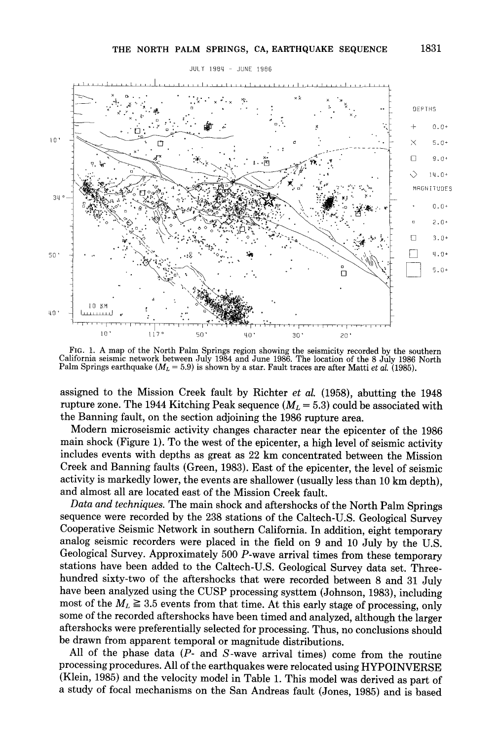FIG. 1. A map of the North Palm Springs region showing the seismicity recorded by the southern California seismic network between July 1984 and June 1986. The location of the 8 July 1986 North Palm Springs earthquake ($M_L = 5.9$) is shown by a star. Fault traces are after Matti *et al.* (1985).

assigned to the Mission Creek fault by Richter *et al.* (1958), abutting the 1948 rupture zone. The 1944 Kitching Peak sequence ($M_L = 5.3$) could be associated with the Banning fault, on the section adjoining the 1986 rupture area.

Modern microseismic activity changes character near the epicenter of the 1986 main shock (Figure 1). To the west of the epicenter, a high level of seismic activity includes events with depths as great as 22 km concentrated between the Mission Creek and Banning faults (Green, 1983). East of the epicenter, the level of seismic activity is markedly lower, the events are shallower (usually less than 10 km depth), and almost all are located east of the Mission Creek fault.

*Data and techniques.* The main shock and aftershocks of the North Palm Springs sequence were recorded by the 238 stations of the Caltech-U.S. Geological Survey Cooperative Seismic Network in southern California. In addition, eight temporary analog seismic recorders were placed in the field on 9 and 10 July by the U.S. Geological Survey. Approximately 500 *P*-wave arrival times from these temporary stations have been added to the Caltech-U.S. Geological Survey data set. Three-hundred sixty-two of the aftershocks that were recorded between 8 and 31 July have been analyzed using the CUSP processing systtem (Johnson, 1983), including most of the $M_L \geqq 3.5$ events from that time. At this early stage of processing, only some of the recorded aftershocks have been timed and analyzed, although the larger aftershocks were preferentially selected for processing. Thus, no conclusions should be drawn from apparent temporal or magnitude distributions.

All of the phase data (*P*- and *S*-wave arrival times) come from the routine processing procedures. All of the earthquakes were relocated using HYPOINVERSE (Klein, 1985) and the velocity model in Table 1. This model was derived as part of a study of focal mechanisms on the San Andreas fault (Jones, 1985) and is based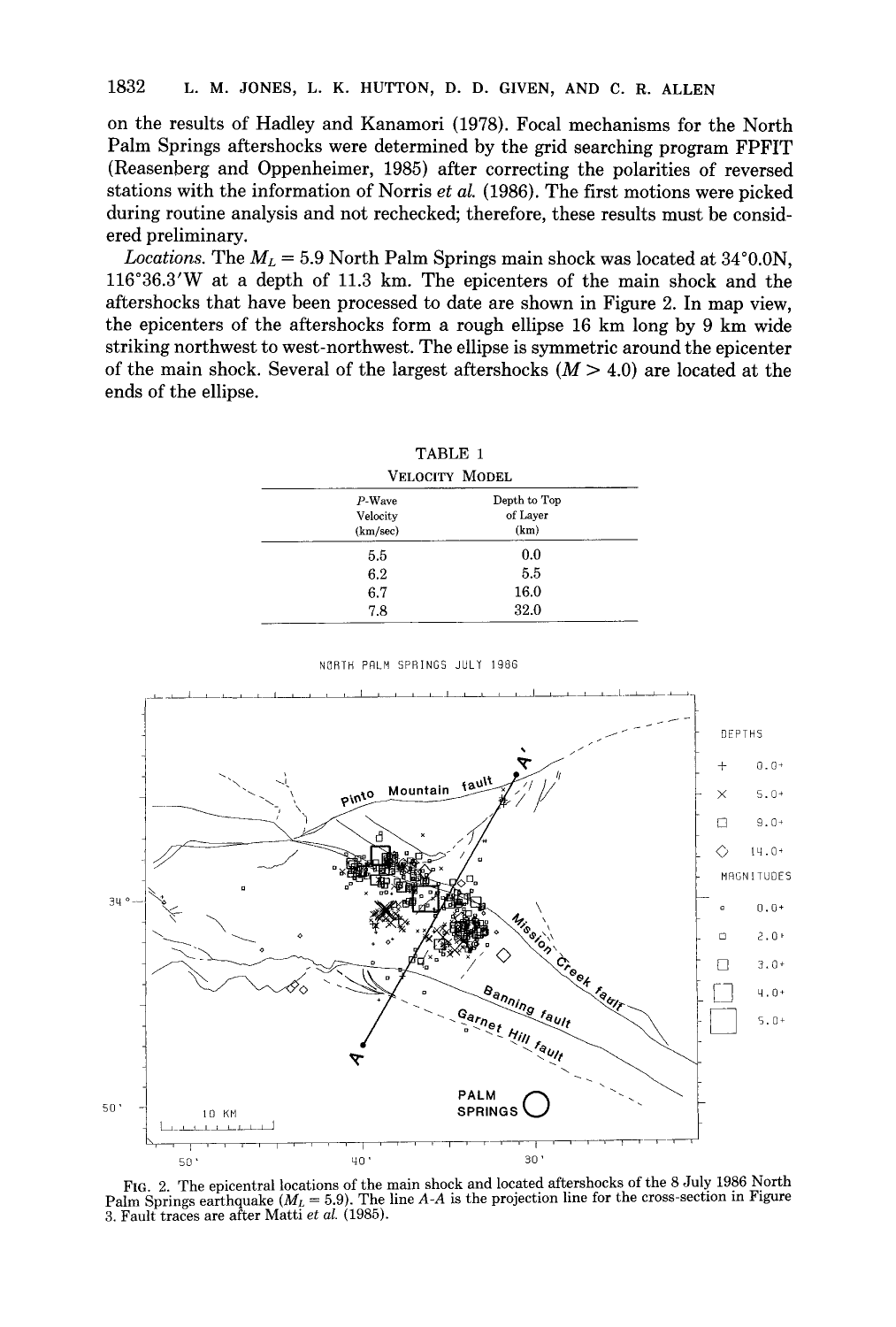on the results of Hadley and Kanamori (1978). Focal mechanisms for the North Palm Springs aftershocks were determined by the grid searching program FPFIT (Reasenberg and Oppenheimer, 1985) after correcting the polarities of reversed stations with the information of Norris *et al.* (1986). The first motions were picked during routine analysis and not rechecked; therefore, these results must be considered preliminary.

*Locations.* The $M_L = 5.9$ North Palm Springs main shock was located at 34°0.0N, 116°36.3′W at a depth of 11.3 km. The epicenters of the main shock and the aftershocks that have been processed to date are shown in Figure 2. In map view, the epicenters of the aftershocks form a rough ellipse 16 km long by 9 km wide striking northwest to west-northwest. The ellipse is symmetric around the epicenter of the main shock. Several of the largest aftershocks ($M > 4.0$) are located at the ends of the ellipse.

TABLE 1
VELOCITY MODEL

| *P*-Wave Velocity (km/sec) | Depth to Top of Layer (km) |
|---|---|
| 5.5 | 0.0 |
| 6.2 | 5.5 |
| 6.7 | 16.0 |
| 7.8 | 32.0 |

FIG. 2. The epicentral locations of the main shock and located aftershocks of the 8 July 1986 North Palm Springs earthquake ($M_L = 5.9$). The line *A-A* is the projection line for the cross-section in Figure 3. Fault traces are after Matti *et al.* (1985).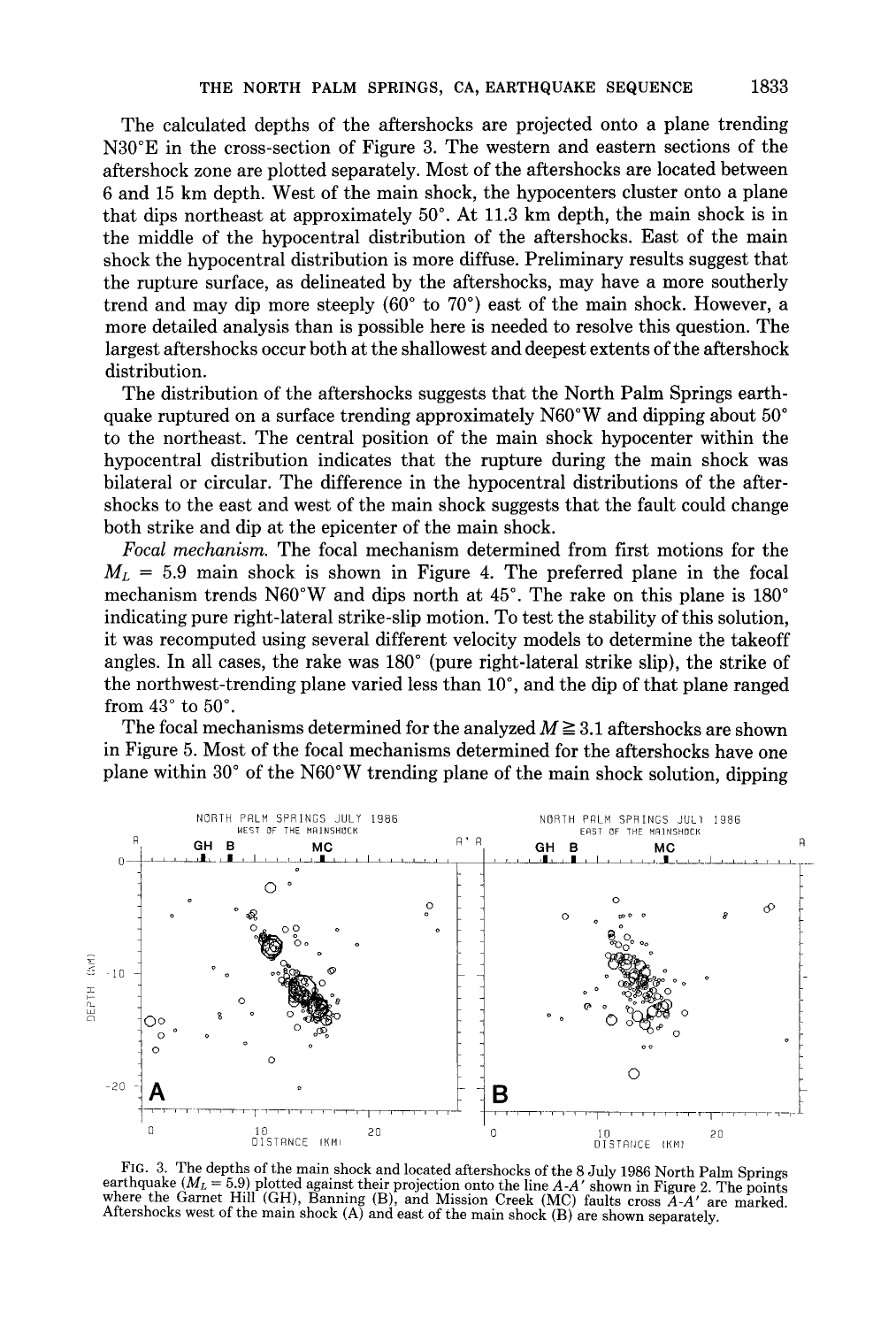The calculated depths of the aftershocks are projected onto a plane trending N30°E in the cross-section of Figure 3. The western and eastern sections of the aftershock zone are plotted separately. Most of the aftershocks are located between 6 and 15 km depth. West of the main shock, the hypocenters cluster onto a plane that dips northeast at approximately 50°. At 11.3 km depth, the main shock is in the middle of the hypocentral distribution of the aftershocks. East of the main shock the hypocentral distribution is more diffuse. Preliminary results suggest that the rupture surface, as delineated by the aftershocks, may have a more southerly trend and may dip more steeply (60° to 70°) east of the main shock. However, a more detailed analysis than is possible here is needed to resolve this question. The largest aftershocks occur both at the shallowest and deepest extents of the aftershock distribution.

The distribution of the aftershocks suggests that the North Palm Springs earthquake ruptured on a surface trending approximately N60°W and dipping about 50° to the northeast. The central position of the main shock hypocenter within the hypocentral distribution indicates that the rupture during the main shock was bilateral or circular. The difference in the hypocentral distributions of the aftershocks to the east and west of the main shock suggests that the fault could change both strike and dip at the epicenter of the main shock.

*Focal mechanism.* The focal mechanism determined from first motions for the $M_L = 5.9$ main shock is shown in Figure 4. The preferred plane in the focal mechanism trends N60°W and dips north at 45°. The rake on this plane is 180° indicating pure right-lateral strike-slip motion. To test the stability of this solution, it was recomputed using several different velocity models to determine the takeoff angles. In all cases, the rake was 180° (pure right-lateral strike slip), the strike of the northwest-trending plane varied less than 10°, and the dip of that plane ranged from 43° to 50°.

The focal mechanisms determined for the analyzed $M \geqq 3.1$ aftershocks are shown in Figure 5. Most of the focal mechanisms determined for the aftershocks have one plane within 30° of the N60°W trending plane of the main shock solution, dipping

FIG. 3. The depths of the main shock and located aftershocks of the 8 July 1986 North Palm Springs earthquake ($M_L = 5.9$) plotted against their projection onto the line $A$-$A'$ shown in Figure 2. The points where the Garnet Hill (GH), Banning (B), and Mission Creek (MC) faults cross $A$-$A'$ are marked. Aftershocks west of the main shock (A) and east of the main shock (B) are shown separately.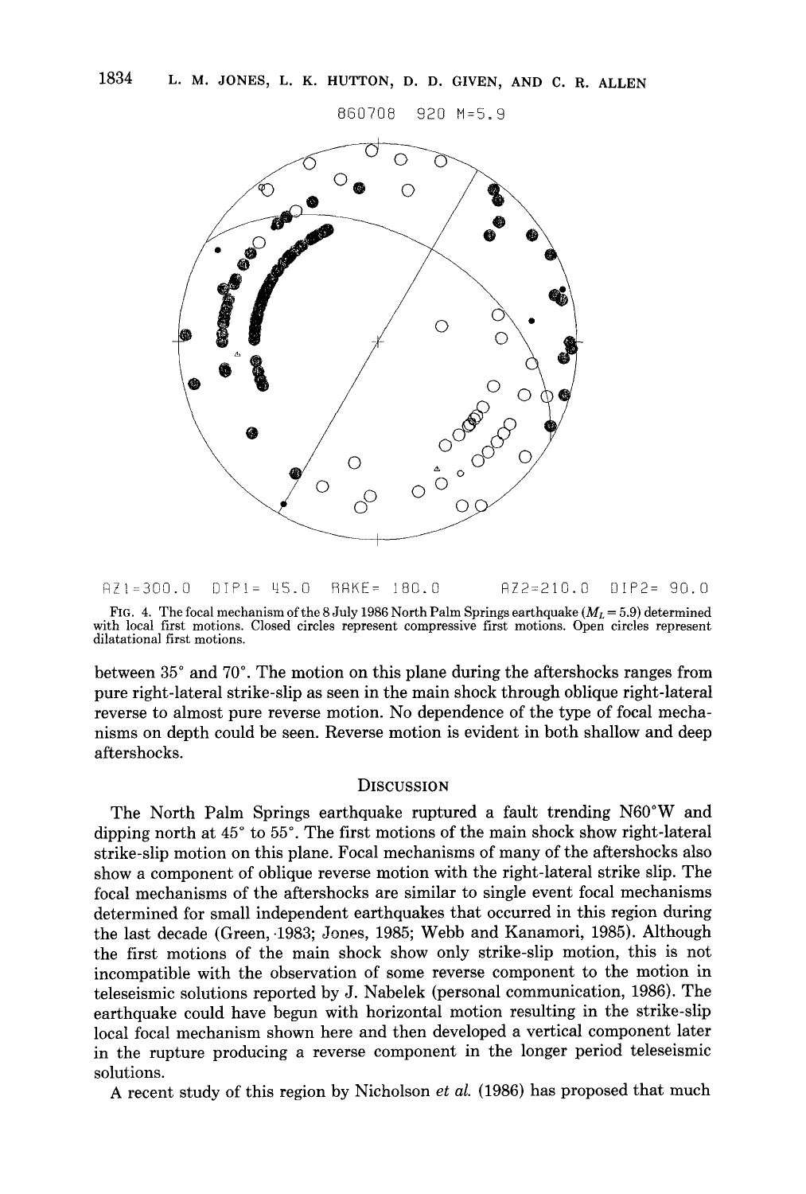860708 920 M=5.9

AZ1=300.0 DIP1= 45.0 RAKE= 180.0 AZ2=210.0 DIP2= 90.0

FIG. 4. The focal mechanism of the 8 July 1986 North Palm Springs earthquake ($M_L = 5.9$) determined with local first motions. Closed circles represent compressive first motions. Open circles represent dilatational first motions.

between 35° and 70°. The motion on this plane during the aftershocks ranges from pure right-lateral strike-slip as seen in the main shock through oblique right-lateral reverse to almost pure reverse motion. No dependence of the type of focal mechanisms on depth could be seen. Reverse motion is evident in both shallow and deep aftershocks.

## DISCUSSION

The North Palm Springs earthquake ruptured a fault trending N60°W and dipping north at 45° to 55°. The first motions of the main shock show right-lateral strike-slip motion on this plane. Focal mechanisms of many of the aftershocks also show a component of oblique reverse motion with the right-lateral strike slip. The focal mechanisms of the aftershocks are similar to single event focal mechanisms determined for small independent earthquakes that occurred in this region during the last decade (Green, 1983; Jones, 1985; Webb and Kanamori, 1985). Although the first motions of the main shock show only strike-slip motion, this is not incompatible with the observation of some reverse component to the motion in teleseismic solutions reported by J. Nabelek (personal communication, 1986). The earthquake could have begun with horizontal motion resulting in the strike-slip local focal mechanism shown here and then developed a vertical component later in the rupture producing a reverse component in the longer period teleseismic solutions.

A recent study of this region by Nicholson *et al.* (1986) has proposed that much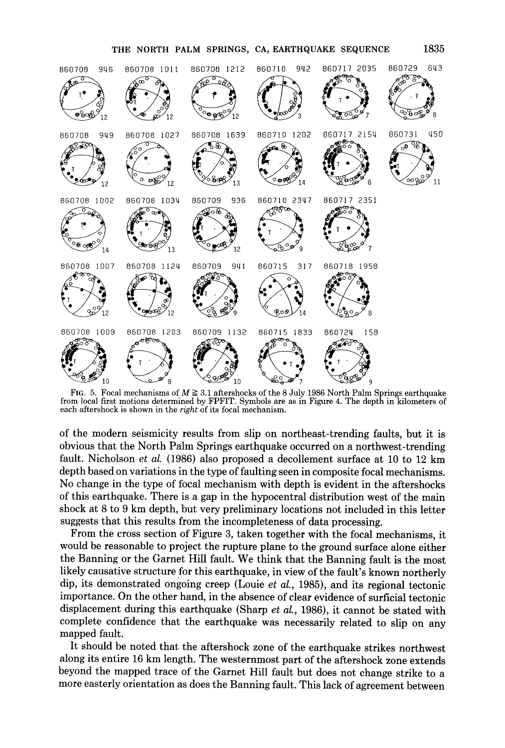FIG. 5. Focal mechanisms of $M \geqq 3.1$ aftershocks of the 8 July 1986 North Palm Springs earthquake from local first motions determined by FPFIT. Symbols are as in Figure 4. The depth in kilometers of each aftershock is shown in the *right* of its focal mechanism.

of the modern seismicity results from slip on northeast-trending faults, but it is obvious that the North Palm Springs earthquake occurred on a northwest-trending fault. Nicholson *et al.* (1986) also proposed a decollement surface at 10 to 12 km depth based on variations in the type of faulting seen in composite focal mechanisms. No change in the type of focal mechanism with depth is evident in the aftershocks of this earthquake. There is a gap in the hypocentral distribution west of the main shock at 8 to 9 km depth, but very preliminary locations not included in this letter suggests that this results from the incompleteness of data processing.

From the cross section of Figure 3, taken together with the focal mechanisms, it would be reasonable to project the rupture plane to the ground surface alone either the Banning or the Garnet Hill fault. We think that the Banning fault is the most likely causative structure for this earthquake, in view of the fault's known northerly dip, its demonstrated ongoing creep (Louie *et al.*, 1985), and its regional tectonic importance. On the other hand, in the absence of clear evidence of surficial tectonic displacement during this earthquake (Sharp *et al.*, 1986), it cannot be stated with complete confidence that the earthquake was necessarily related to slip on any mapped fault.

It should be noted that the aftershock zone of the earthquake strikes northwest along its entire 16 km length. The westernmost part of the aftershock zone extends beyond the mapped trace of the Garnet Hill fault but does not change strike to a more easterly orientation as does the Banning fault. This lack of agreement between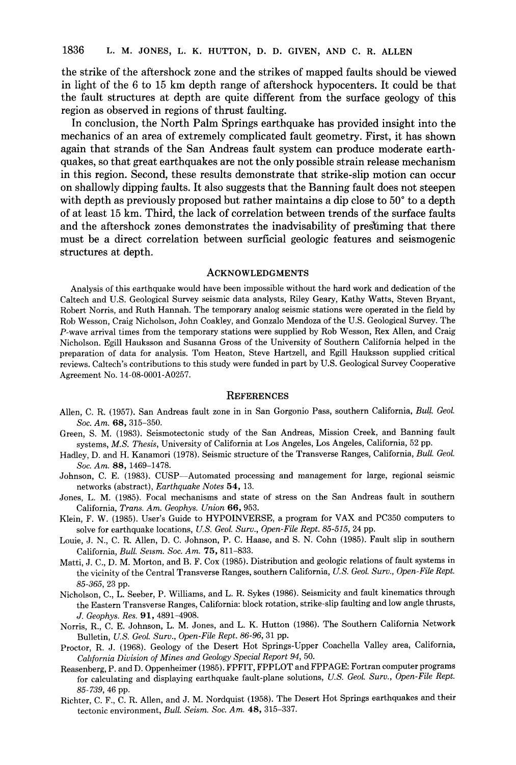the strike of the aftershock zone and the strikes of mapped faults should be viewed in light of the 6 to 15 km depth range of aftershock hypocenters. It could be that the fault structures at depth are quite different from the surface geology of this region as observed in regions of thrust faulting.

In conclusion, the North Palm Springs earthquake has provided insight into the mechanics of an area of extremely complicated fault geometry. First, it has shown again that strands of the San Andreas fault system can produce moderate earthquakes, so that great earthquakes are not the only possible strain release mechanism in this region. Second, these results demonstrate that strike-slip motion can occur on shallowly dipping faults. It also suggests that the Banning fault does not steepen with depth as previously proposed but rather maintains a dip close to 50° to a depth of at least 15 km. Third, the lack of correlation between trends of the surface faults and the aftershock zones demonstrates the inadvisability of presuming that there must be a direct correlation between surficial geologic features and seismogenic structures at depth.

## Acknowledgments

Analysis of this earthquake would have been impossible without the hard work and dedication of the Caltech and U.S. Geological Survey seismic data analysts, Riley Geary, Kathy Watts, Steven Bryant, Robert Norris, and Ruth Hannah. The temporary analog seismic stations were operated in the field by Rob Wesson, Craig Nicholson, John Coakley, and Gonzalo Mendoza of the U.S. Geological Survey. The P-wave arrival times from the temporary stations were supplied by Rob Wesson, Rex Allen, and Craig Nicholson. Egill Hauksson and Susanna Gross of the University of Southern California helped in the preparation of data for analysis. Tom Heaton, Steve Hartzell, and Egill Hauksson supplied critical reviews. Caltech's contributions to this study were funded in part by U.S. Geological Survey Cooperative Agreement No. 14-08-0001-A0257.

## References

Allen, C. R. (1957). San Andreas fault zone in in San Gorgonio Pass, southern California, *Bull. Geol. Soc. Am.* **68,** 315–350.

Green, S. M. (1983). Seismotectonic study of the San Andreas, Mission Creek, and Banning fault systems, *M.S. Thesis*, University of California at Los Angeles, Los Angeles, California, 52 pp.

Hadley, D. and H. Kanamori (1978). Seismic structure of the Transverse Ranges, California, *Bull. Geol. Soc. Am.* **88,** 1469–1478.

Johnson, C. E. (1983). CUSP—Automated processing and management for large, regional seismic networks (abstract), *Earthquake Notes* **54,** 13.

Jones, L. M. (1985). Focal mechanisms and state of stress on the San Andreas fault in southern California, *Trans. Am. Geophys. Union* **66,** 953.

Klein, F. W. (1985). User's Guide to HYPOINVERSE, a program for VAX and PC350 computers to solve for earthquake locations, *U.S. Geol. Surv., Open-File Rept. 85-515,* 24 pp.

Louie, J. N., C. R. Allen, D. C. Johnson, P. C. Haase, and S. N. Cohn (1985). Fault slip in southern California, *Bull. Seism. Soc. Am.* **75,** 811–833.

Matti, J. C., D. M. Morton, and B. F. Cox (1985). Distribution and geologic relations of fault systems in the vicinity of the Central Transverse Ranges, southern California, *U.S. Geol. Surv., Open-File Rept. 85-365,* 23 pp.

Nicholson, C., L. Seeber, P. Williams, and L. R. Sykes (1986). Seismicity and fault kinematics through the Eastern Transverse Ranges, California: block rotation, strike-slip faulting and low angle thrusts, *J. Geophys. Res.* **91,** 4891–4908.

Norris, R., C. E. Johnson, L. M. Jones, and L. K. Hutton (1986). The Southern California Network Bulletin, *U.S. Geol. Surv., Open-File Rept. 86-96,* 31 pp.

Proctor, R. J. (1968). Geology of the Desert Hot Springs-Upper Coachella Valley area, California, *California Division of Mines and Geology Special Report 94,* 50.

Reasenberg, P. and D. Oppenheimer (1985). FPFIT, FPPLOT and FPPAGE: Fortran computer programs for calculating and displaying earthquake fault-plane solutions, *U.S. Geol. Surv., Open-File Rept. 85-739,* 46 pp.

Richter, C. F., C. R. Allen, and J. M. Nordquist (1958). The Desert Hot Springs earthquakes and their tectonic environment, *Bull. Seism. Soc. Am.* **48,** 315–337.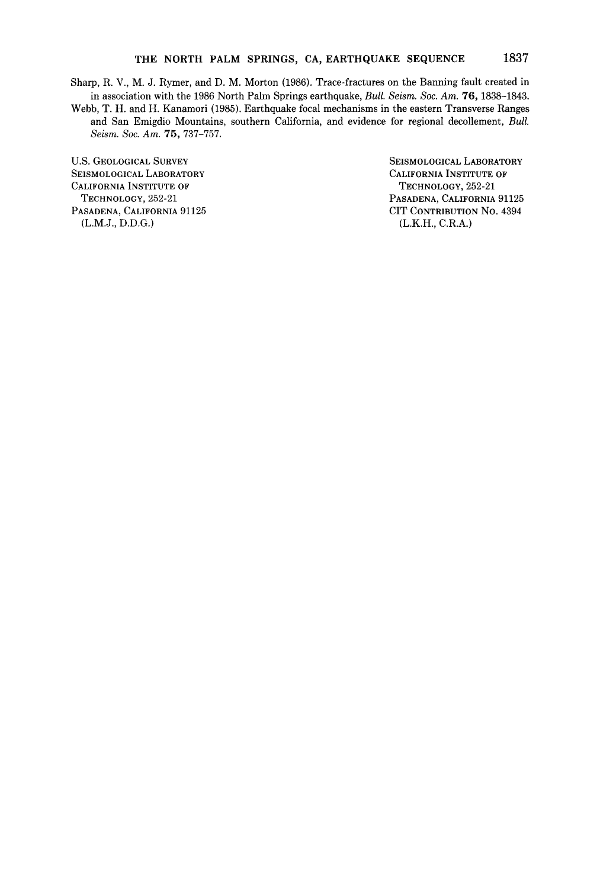Sharp, R. V., M. J. Rymer, and D. M. Morton (1986). Trace-fractures on the Banning fault created in in association with the 1986 North Palm Springs earthquake, *Bull. Seism. Soc. Am.* **76,** 1838–1843.

Webb, T. H. and H. Kanamori (1985). Earthquake focal mechanisms in the eastern Transverse Ranges and San Emigdio Mountains, southern California, and evidence for regional decollement, *Bull. Seism. Soc. Am.* **75,** 737–757.

U.S. Geological Survey
Seismological Laboratory
California Institute of Technology, 252-21
Pasadena, California 91125
(L.M.J., D.D.G.)

Seismological Laboratory
California Institute of Technology, 252-21
Pasadena, California 91125
CIT Contribution No. 4394
(L.K.H., C.R.A.)